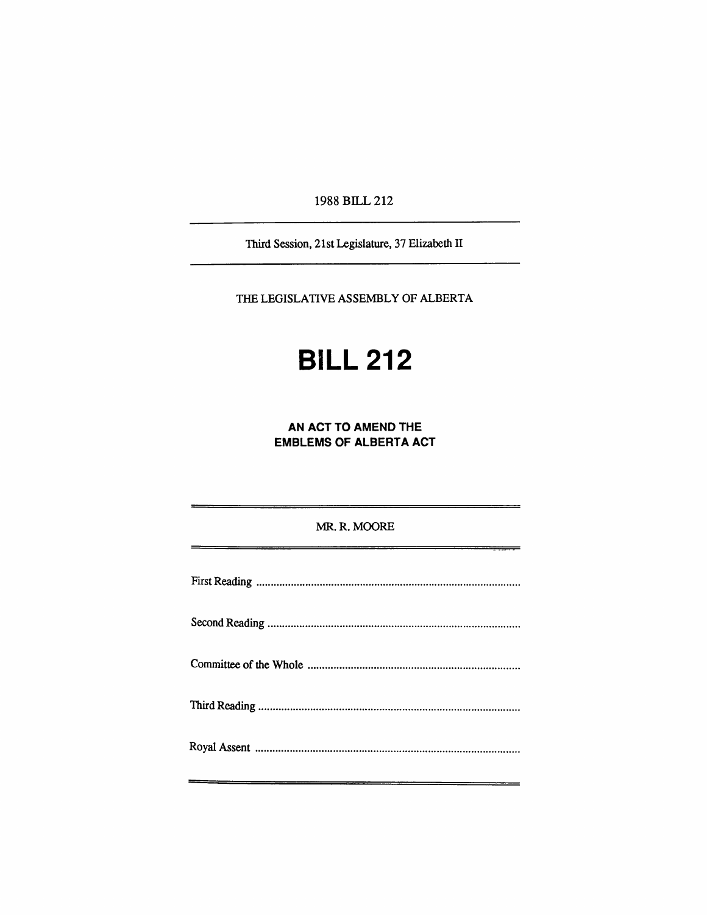1988 BILL 212

---

Third Session, 21st Legislature, 37 Elizabeth II

---

THE LEGISLATIVE ASSEMBLY OF ALBERTA

# BILL 212

**AN ACT TO AMEND THE EMBLEMS OF ALBERTA ACT**

---

MR. R. MOORE

---

First Reading ..........................................................................................

Second Reading ......................................................................................

Committee of the Whole ........................................................................

Third Reading .........................................................................................

Royal Assent ..........................................................................................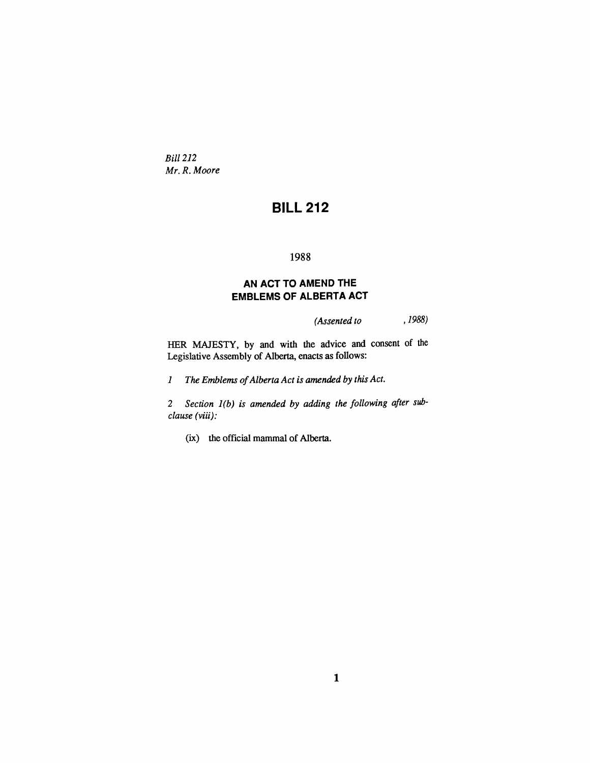*Bill 212*
*Mr. R. Moore*

# BILL 212

1988

## AN ACT TO AMEND THE EMBLEMS OF ALBERTA ACT

*(Assented to , 1988)*

HER MAJESTY, by and with the advice and consent of the Legislative Assembly of Alberta, enacts as follows:

*1 The Emblems of Alberta Act is amended by this Act.*

*2 Section 1(b) is amended by adding the following after subclause (viii):*

(ix) the official mammal of Alberta.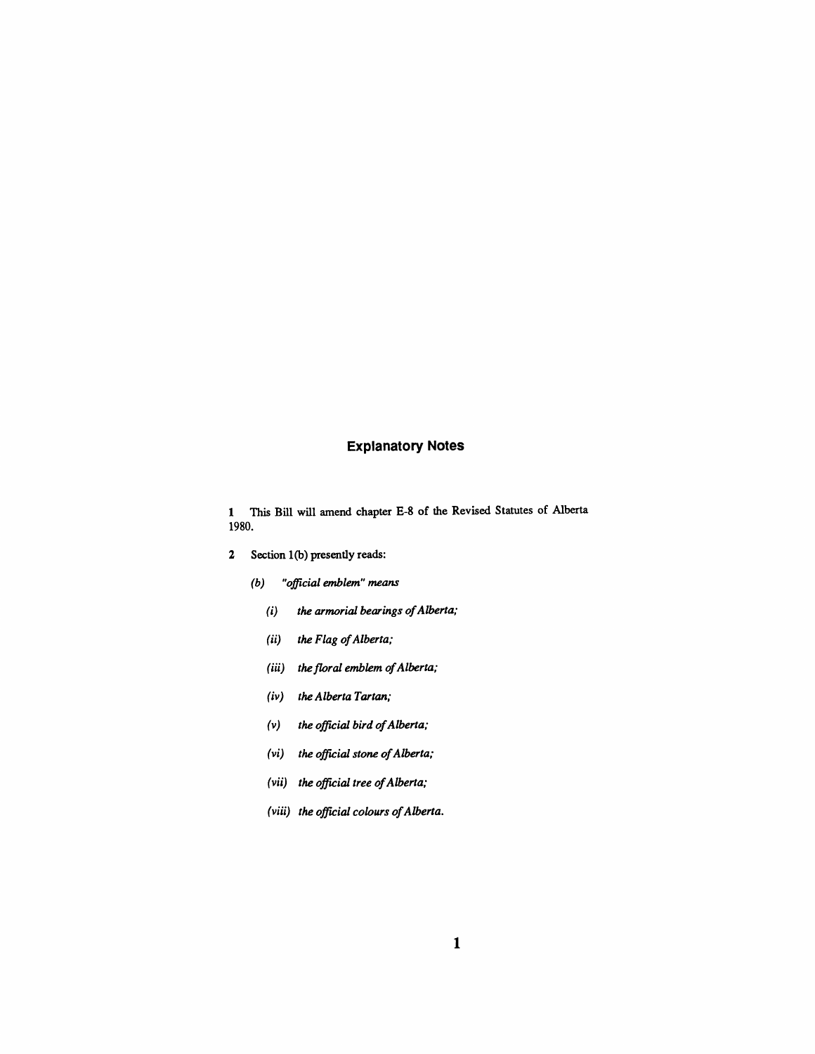## Explanatory Notes

1 This Bill will amend chapter E-8 of the Revised Statutes of Alberta 1980.

2 Section 1(b) presently reads:

*(b) "official emblem" means*

*(i) the armorial bearings of Alberta;*

*(ii) the Flag of Alberta;*

*(iii) the floral emblem of Alberta;*

*(iv) the Alberta Tartan;*

*(v) the official bird of Alberta;*

*(vi) the official stone of Alberta;*

*(vii) the official tree of Alberta;*

*(viii) the official colours of Alberta.*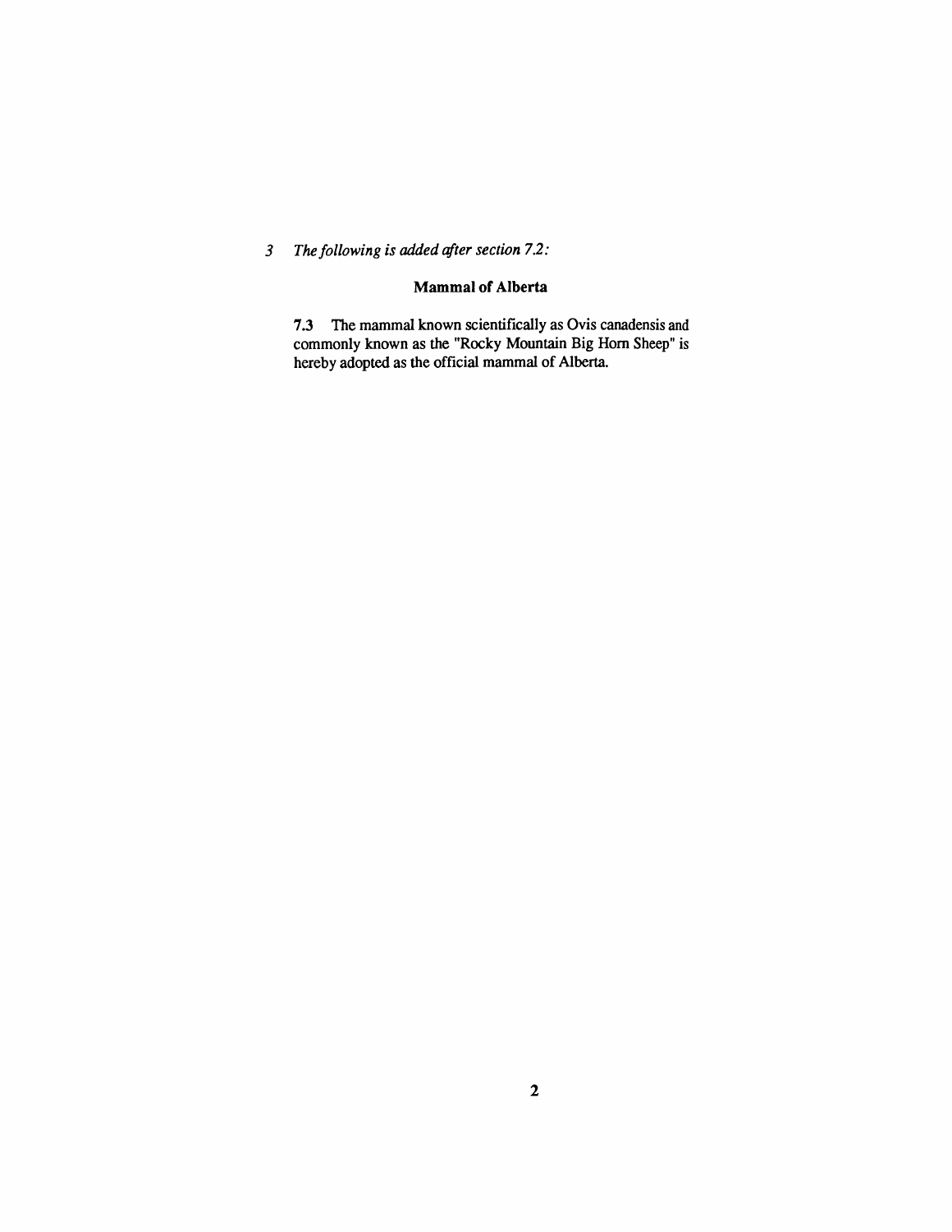*3 The following is added after section 7.2:*

**Mammal of Alberta**

**7.3** The mammal known scientifically as Ovis canadensis and commonly known as the "Rocky Mountain Big Horn Sheep" is hereby adopted as the official mammal of Alberta.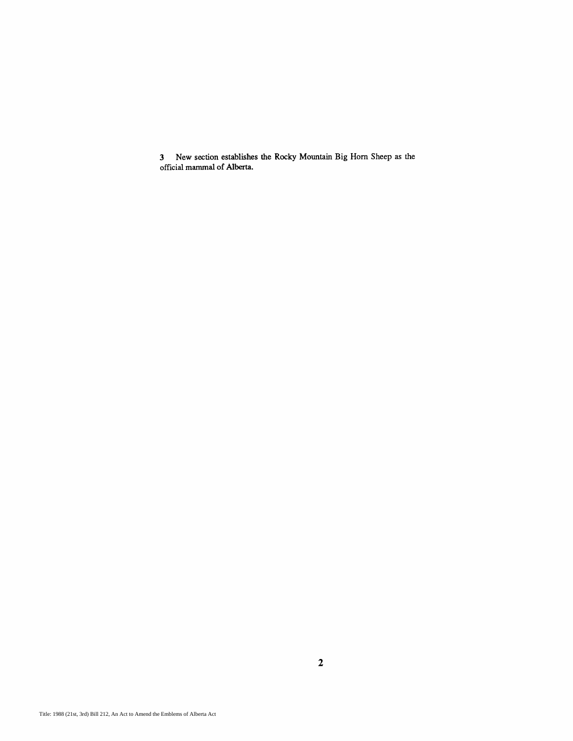**3** New section establishes the Rocky Mountain Big Horn Sheep as the official mammal of Alberta.